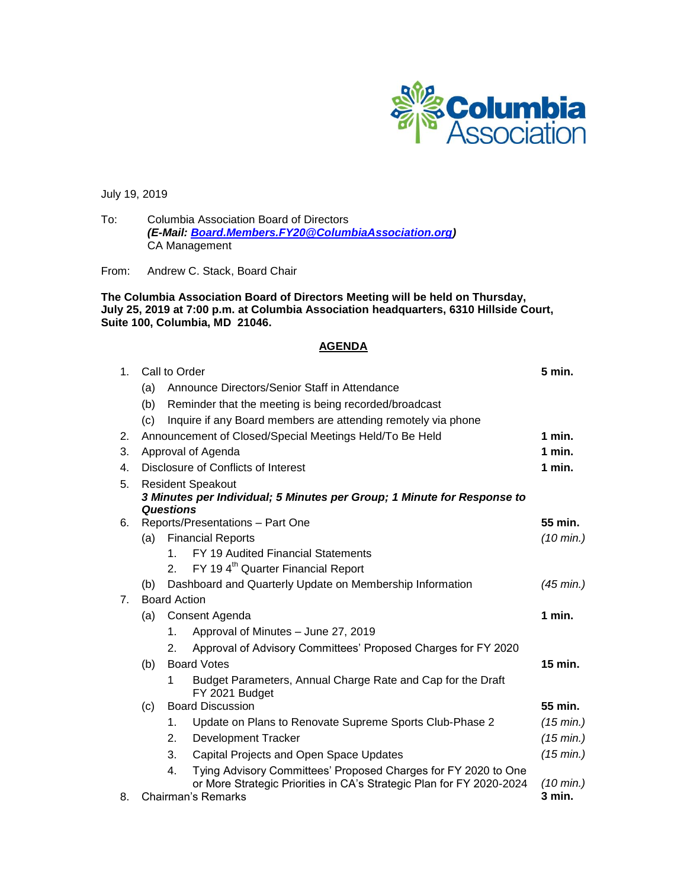July 19, 2019

To: Columbia Association Board of Directors
***(E-Mail: [Board.Members.FY20@ColumbiaAssociation.org](mailto:Board.Members.FY20@ColumbiaAssociation.org))***
CA Management

From: Andrew C. Stack, Board Chair

**The Columbia Association Board of Directors Meeting will be held on Thursday, July 25, 2019 at 7:00 p.m. at Columbia Association headquarters, 6310 Hillside Court, Suite 100, Columbia, MD 21046.**

## AGENDA

| | | | |
|---|---|---|---|
| 1. | Call to Order | | **5 min.** |
| | (a) | Announce Directors/Senior Staff in Attendance | |
| | (b) | Reminder that the meeting is being recorded/broadcast | |
| | (c) | Inquire if any Board members are attending remotely via phone | |
| 2. | Announcement of Closed/Special Meetings Held/To Be Held | | **1 min.** |
| 3. | Approval of Agenda | | **1 min.** |
| 4. | Disclosure of Conflicts of Interest | | **1 min.** |
| 5. | Resident Speakout<br>***3 Minutes per Individual; 5 Minutes per Group; 1 Minute for Response to Questions*** | | |
| 6. | Reports/Presentations – Part One | | **55 min.** |
| | (a) | Financial Reports | *(10 min.)* |
| | | 1. FY 19 Audited Financial Statements | |
| | | 2. FY 19 4th Quarter Financial Report | |
| | (b) | Dashboard and Quarterly Update on Membership Information | *(45 min.)* |
| 7. | Board Action | | |
| | (a) | Consent Agenda | **1 min.** |
| | | 1. Approval of Minutes – June 27, 2019 | |
| | | 2. Approval of Advisory Committees' Proposed Charges for FY 2020 | |
| | (b) | Board Votes | **15 min.** |
| | | 1 Budget Parameters, Annual Charge Rate and Cap for the Draft FY 2021 Budget | |
| | (c) | Board Discussion | **55 min.** |
| | | 1. Update on Plans to Renovate Supreme Sports Club-Phase 2 | *(15 min.)* |
| | | 2. Development Tracker | *(15 min.)* |
| | | 3. Capital Projects and Open Space Updates | *(15 min.)* |
| | | 4. Tying Advisory Committees' Proposed Charges for FY 2020 to One or More Strategic Priorities in CA's Strategic Plan for FY 2020-2024 | *(10 min.)* |
| 8. | Chairman's Remarks | | **3 min.** |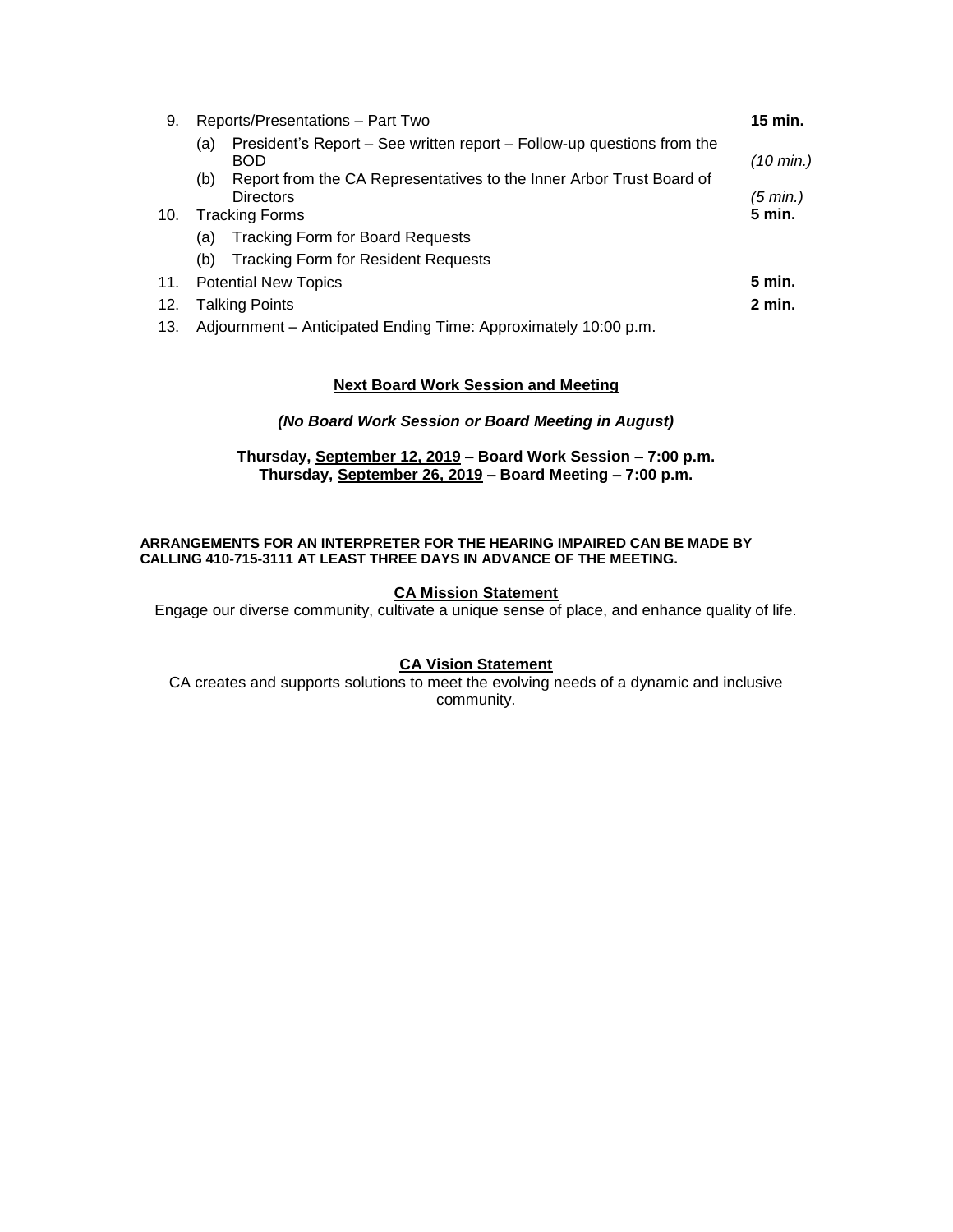9. Reports/Presentations – Part Two **15 min.**
   (a) President's Report – See written report – Follow-up questions from the BOD *(10 min.)*
   (b) Report from the CA Representatives to the Inner Arbor Trust Board of Directors *(5 min.)*
10. Tracking Forms **5 min.**
    (a) Tracking Form for Board Requests
    (b) Tracking Form for Resident Requests
11. Potential New Topics **5 min.**
12. Talking Points **2 min.**
13. Adjournment – Anticipated Ending Time: Approximately 10:00 p.m.

**Next Board Work Session and Meeting**

***(No Board Work Session or Board Meeting in August)***

**Thursday, September 12, 2019 – Board Work Session – 7:00 p.m.**
**Thursday, September 26, 2019 – Board Meeting – 7:00 p.m.**

**ARRANGEMENTS FOR AN INTERPRETER FOR THE HEARING IMPAIRED CAN BE MADE BY CALLING 410-715-3111 AT LEAST THREE DAYS IN ADVANCE OF THE MEETING.**

**CA Mission Statement**

Engage our diverse community, cultivate a unique sense of place, and enhance quality of life.

**CA Vision Statement**

CA creates and supports solutions to meet the evolving needs of a dynamic and inclusive community.